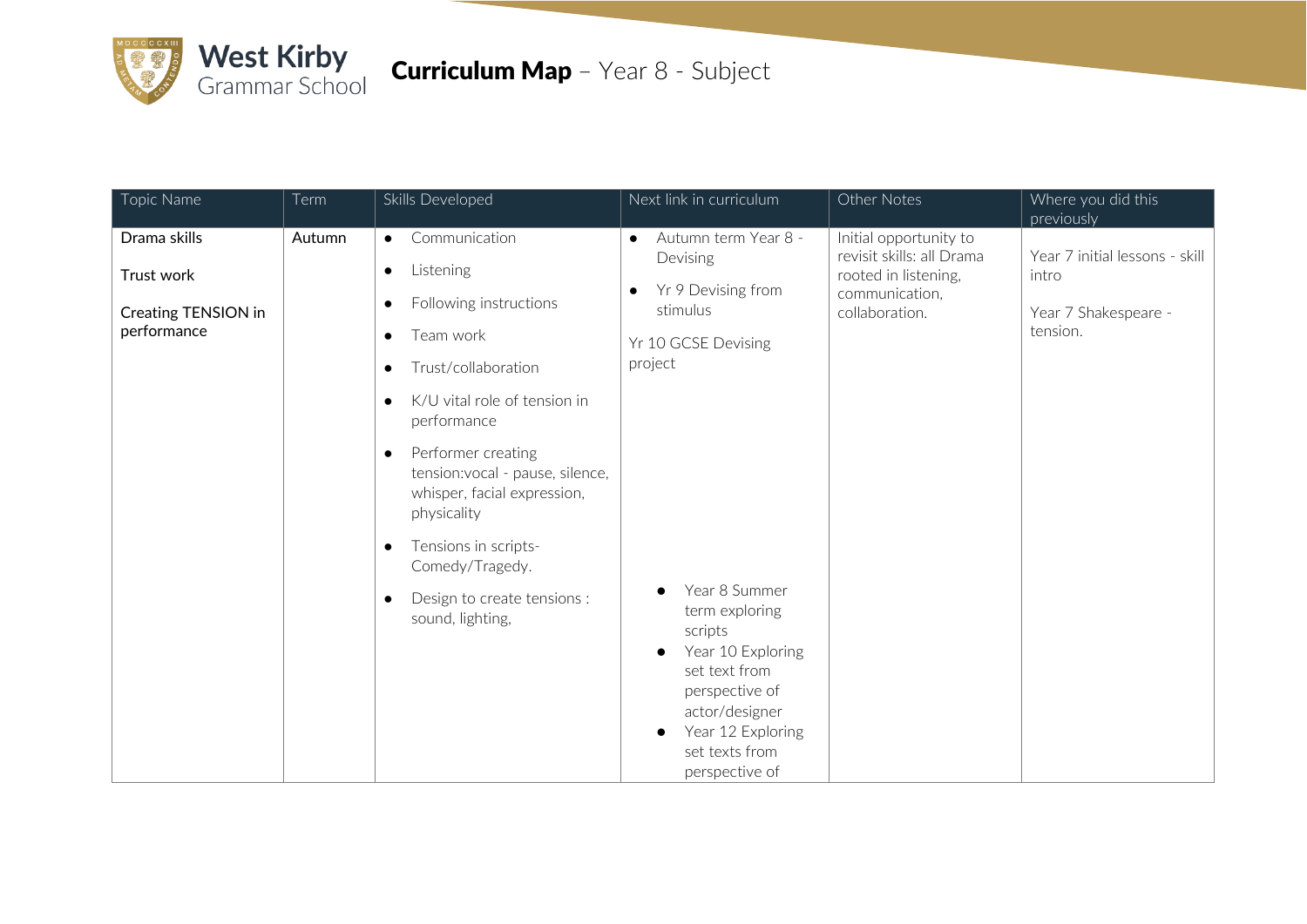# West Kirby Grammar School

# Curriculum Map – Year 8 - Subject

| Topic Name | Term | Skills Developed | Next link in curriculum | Other Notes | Where you did this previously |
|---|---|---|---|---|---|
| Drama skills<br><br>Trust work<br><br>Creating TENSION in performance | Autumn | • Communication<br>• Listening<br>• Following instructions<br>• Team work<br>• Trust/collaboration<br>• K/U vital role of tension in performance<br>• Performer creating tension:vocal - pause, silence, whisper, facial expression, physicality<br>• Tensions in scripts- Comedy/Tragedy.<br>• Design to create tensions : sound, lighting, | • Autumn term Year 8 - Devising<br>• Yr 9 Devising from stimulus<br><br>Yr 10 GCSE Devising project<br><br>• Year 8 Summer term exploring scripts<br>• Year 10 Exploring set text from perspective of actor/designer<br>• Year 12 Exploring set texts from perspective of | Initial opportunity to revisit skills: all Drama rooted in listening, communication, collaboration. | Year 7 initial lessons - skill intro<br><br>Year 7 Shakespeare - tension. |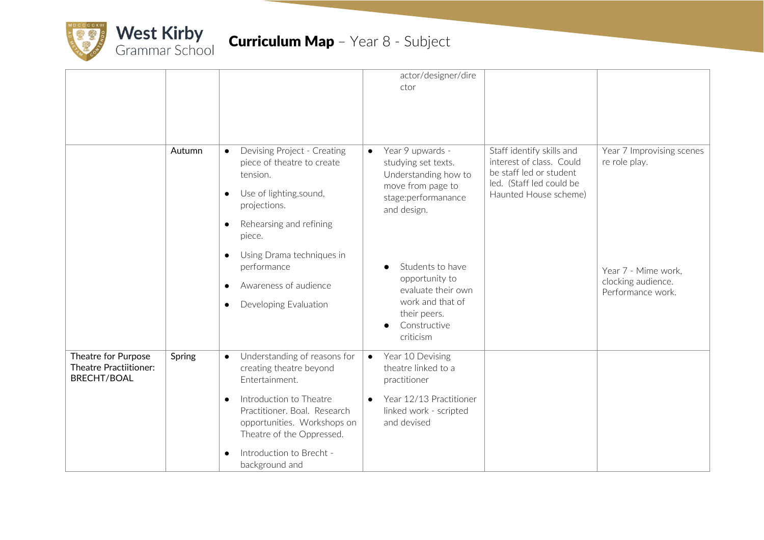| | | | | | |
|---|---|---|---|---|---|
| | | | actor/designer/director | | |
| | Autumn | • Devising Project - Creating piece of theatre to create tension.<br>• Use of lighting,sound, projections.<br>• Rehearsing and refining piece.<br>• Using Drama techniques in performance<br>• Awareness of audience<br>• Developing Evaluation | • Year 9 upwards - studying set texts. Understanding how to move from page to stage:performanance and design.<br>• Students to have opportunity to evaluate their own work and that of their peers.<br>• Constructive criticism | Staff identify skills and interest of class. Could be staff led or student led. (Staff led could be Haunted House scheme) | Year 7 Improvising scenes re role play.<br><br>Year 7 - Mime work, clocking audience. Performance work. |
| Theatre for Purpose Theatre Practiitioner: BRECHT/BOAL | Spring | • Understanding of reasons for creating theatre beyond Entertainment.<br>• Introduction to Theatre Practitioner. Boal. Research opportunities. Workshops on Theatre of the Oppressed.<br>• Introduction to Brecht - background and | • Year 10 Devising theatre linked to a practitioner<br>• Year 12/13 Practitioner linked work - scripted and devised | | |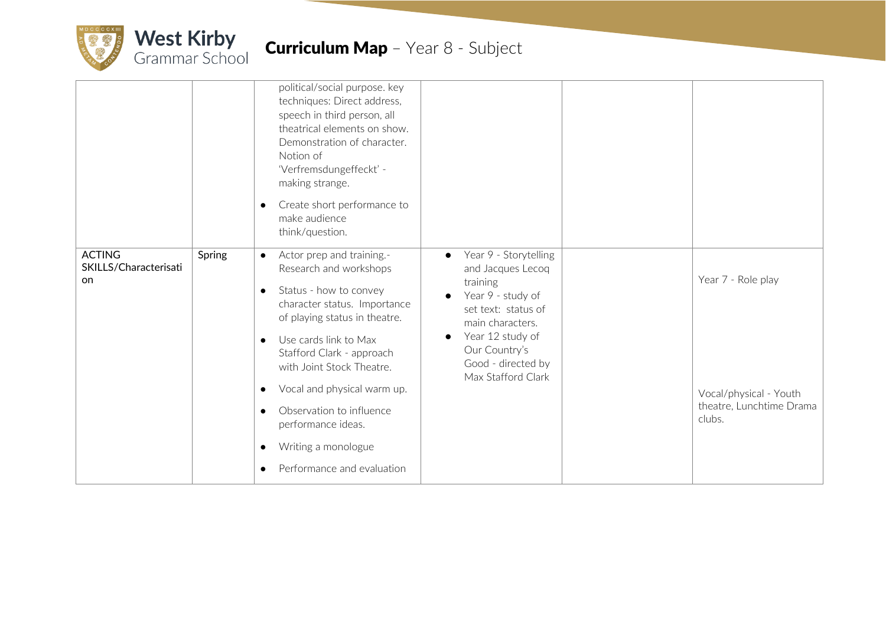| | | | | | |
|---|---|---|---|---|---|
| | | political/social purpose. key techniques: Direct address, speech in third person, all theatrical elements on show. Demonstration of character. Notion of 'Verfremsdungeffeckt' - making strange.<br>• Create short performance to make audience think/question. | | | |
| ACTING SKILLS/Characterisation | Spring | • Actor prep and training.- Research and workshops<br>• Status - how to convey character status. Importance of playing status in theatre.<br>• Use cards link to Max Stafford Clark - approach with Joint Stock Theatre.<br>• Vocal and physical warm up.<br>• Observation to influence performance ideas.<br>• Writing a monologue<br>• Performance and evaluation | • Year 9 - Storytelling and Jacques Lecoq training<br>• Year 9 - study of set text: status of main characters.<br>• Year 12 study of Our Country's Good - directed by Max Stafford Clark | | Year 7 - Role play<br><br>Vocal/physical - Youth theatre, Lunchtime Drama clubs. |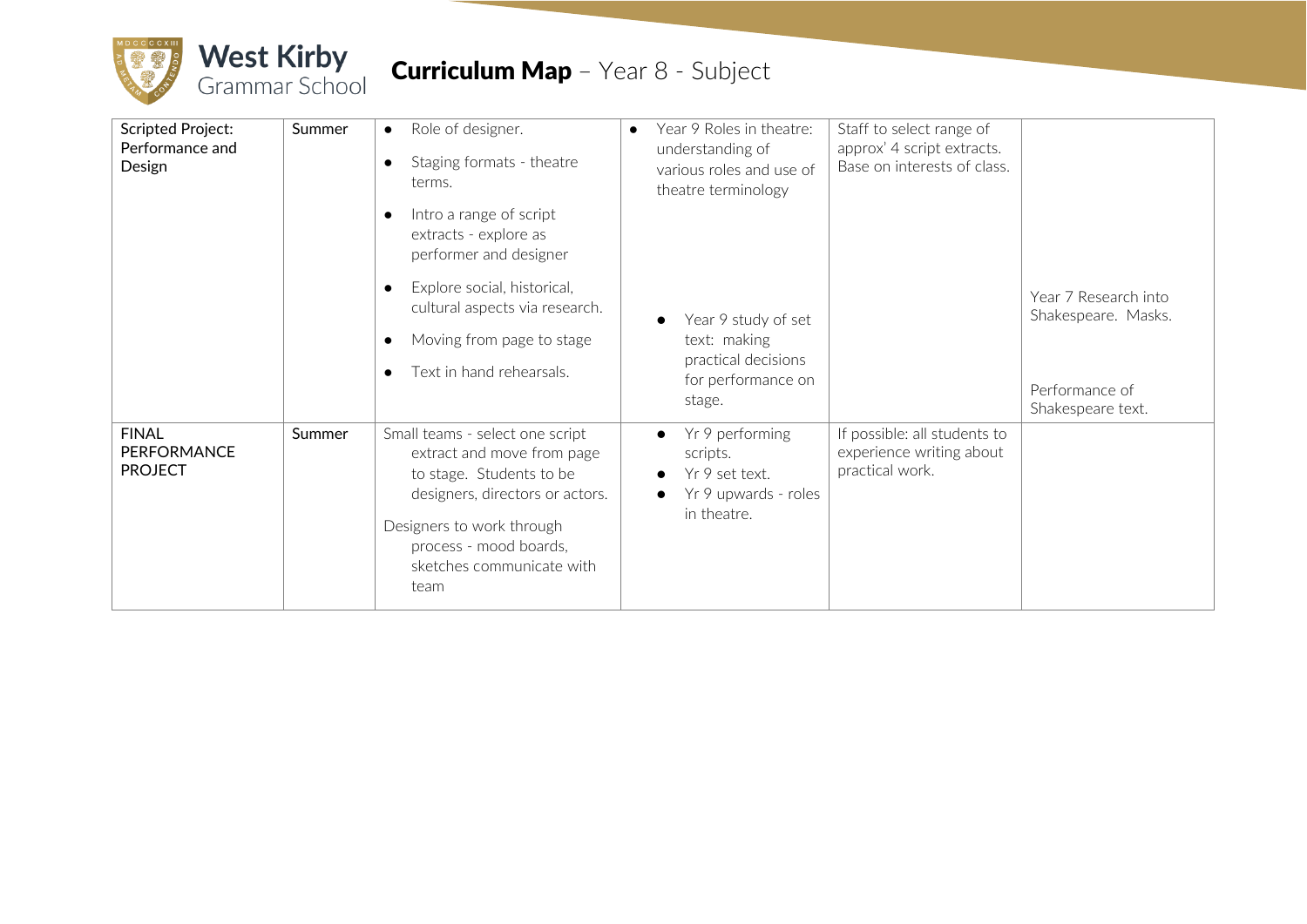| | | | | | |
|---|---|---|---|---|---|
| Scripted Project: Performance and Design | Summer | • Role of designer.<br>• Staging formats - theatre terms.<br>• Intro a range of script extracts - explore as performer and designer<br>• Explore social, historical, cultural aspects via research.<br>• Moving from page to stage<br>• Text in hand rehearsals. | • Year 9 Roles in theatre: understanding of various roles and use of theatre terminology<br>• Year 9 study of set text: making practical decisions for performance on stage. | Staff to select range of approx' 4 script extracts. Base on interests of class. | Year 7 Research into Shakespeare. Masks.<br><br>Performance of Shakespeare text. |
| FINAL PERFORMANCE PROJECT | Summer | Small teams - select one script extract and move from page to stage. Students to be designers, directors or actors.<br><br>Designers to work through process - mood boards, sketches communicate with team | • Yr 9 performing scripts.<br>• Yr 9 set text.<br>• Yr 9 upwards - roles in theatre. | If possible: all students to experience writing about practical work. | |